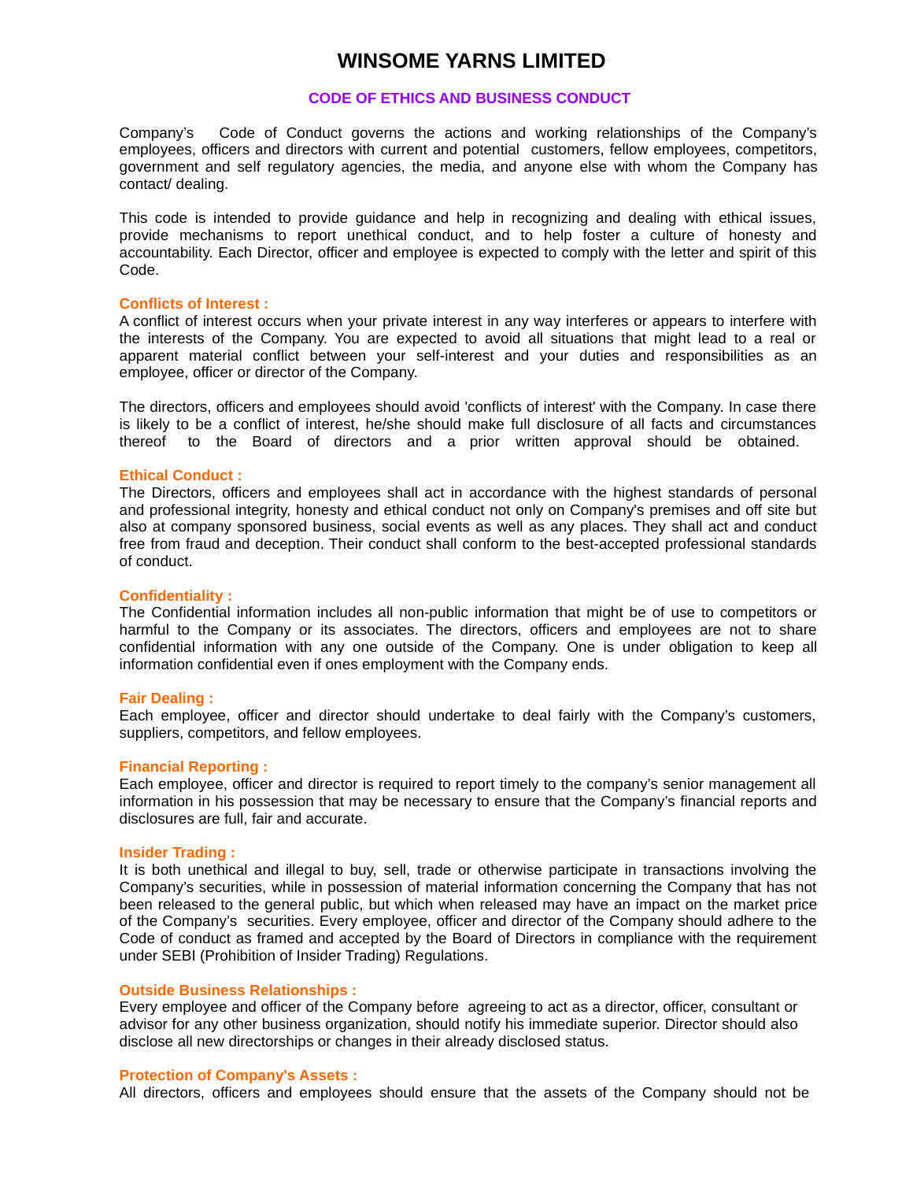# WINSOME YARNS LIMITED

## CODE OF ETHICS AND BUSINESS CONDUCT

Company's Code of Conduct governs the actions and working relationships of the Company's employees, officers and directors with current and potential customers, fellow employees, competitors, government and self regulatory agencies, the media, and anyone else with whom the Company has contact/ dealing.

This code is intended to provide guidance and help in recognizing and dealing with ethical issues, provide mechanisms to report unethical conduct, and to help foster a culture of honesty and accountability. Each Director, officer and employee is expected to comply with the letter and spirit of this Code.

### Conflicts of Interest :

A conflict of interest occurs when your private interest in any way interferes or appears to interfere with the interests of the Company. You are expected to avoid all situations that might lead to a real or apparent material conflict between your self-interest and your duties and responsibilities as an employee, officer or director of the Company.

The directors, officers and employees should avoid 'conflicts of interest' with the Company. In case there is likely to be a conflict of interest, he/she should make full disclosure of all facts and circumstances thereof to the Board of directors and a prior written approval should be obtained.

### Ethical Conduct :

The Directors, officers and employees shall act in accordance with the highest standards of personal and professional integrity, honesty and ethical conduct not only on Company's premises and off site but also at company sponsored business, social events as well as any places. They shall act and conduct free from fraud and deception. Their conduct shall conform to the best-accepted professional standards of conduct.

### Confidentiality :

The Confidential information includes all non-public information that might be of use to competitors or harmful to the Company or its associates. The directors, officers and employees are not to share confidential information with any one outside of the Company. One is under obligation to keep all information confidential even if ones employment with the Company ends.

### Fair Dealing :

Each employee, officer and director should undertake to deal fairly with the Company's customers, suppliers, competitors, and fellow employees.

### Financial Reporting :

Each employee, officer and director is required to report timely to the company's senior management all information in his possession that may be necessary to ensure that the Company's financial reports and disclosures are full, fair and accurate.

### Insider Trading :

It is both unethical and illegal to buy, sell, trade or otherwise participate in transactions involving the Company's securities, while in possession of material information concerning the Company that has not been released to the general public, but which when released may have an impact on the market price of the Company's securities. Every employee, officer and director of the Company should adhere to the Code of conduct as framed and accepted by the Board of Directors in compliance with the requirement under SEBI (Prohibition of Insider Trading) Regulations.

### Outside Business Relationships :

Every employee and officer of the Company before agreeing to act as a director, officer, consultant or advisor for any other business organization, should notify his immediate superior. Director should also disclose all new directorships or changes in their already disclosed status.

### Protection of Company's Assets :

All directors, officers and employees should ensure that the assets of the Company should not be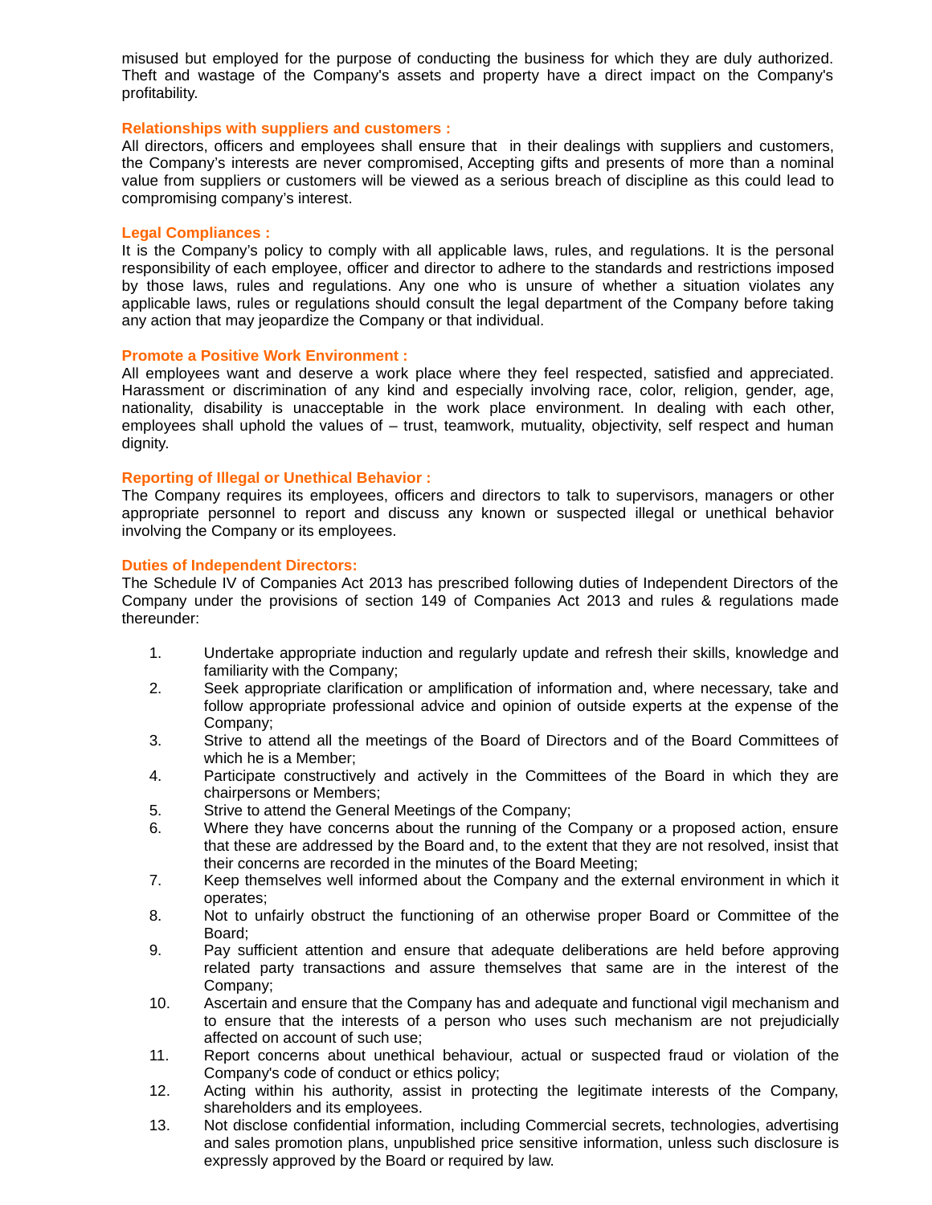misused but employed for the purpose of conducting the business for which they are duly authorized. Theft and wastage of the Company's assets and property have a direct impact on the Company's profitability.

### Relationships with suppliers and customers :

All directors, officers and employees shall ensure that in their dealings with suppliers and customers, the Company's interests are never compromised, Accepting gifts and presents of more than a nominal value from suppliers or customers will be viewed as a serious breach of discipline as this could lead to compromising company's interest.

### Legal Compliances :

It is the Company's policy to comply with all applicable laws, rules, and regulations. It is the personal responsibility of each employee, officer and director to adhere to the standards and restrictions imposed by those laws, rules and regulations. Any one who is unsure of whether a situation violates any applicable laws, rules or regulations should consult the legal department of the Company before taking any action that may jeopardize the Company or that individual.

### Promote a Positive Work Environment :

All employees want and deserve a work place where they feel respected, satisfied and appreciated. Harassment or discrimination of any kind and especially involving race, color, religion, gender, age, nationality, disability is unacceptable in the work place environment. In dealing with each other, employees shall uphold the values of – trust, teamwork, mutuality, objectivity, self respect and human dignity.

### Reporting of Illegal or Unethical Behavior :

The Company requires its employees, officers and directors to talk to supervisors, managers or other appropriate personnel to report and discuss any known or suspected illegal or unethical behavior involving the Company or its employees.

### Duties of Independent Directors:

The Schedule IV of Companies Act 2013 has prescribed following duties of Independent Directors of the Company under the provisions of section 149 of Companies Act 2013 and rules & regulations made thereunder:

1. Undertake appropriate induction and regularly update and refresh their skills, knowledge and familiarity with the Company;
2. Seek appropriate clarification or amplification of information and, where necessary, take and follow appropriate professional advice and opinion of outside experts at the expense of the Company;
3. Strive to attend all the meetings of the Board of Directors and of the Board Committees of which he is a Member;
4. Participate constructively and actively in the Committees of the Board in which they are chairpersons or Members;
5. Strive to attend the General Meetings of the Company;
6. Where they have concerns about the running of the Company or a proposed action, ensure that these are addressed by the Board and, to the extent that they are not resolved, insist that their concerns are recorded in the minutes of the Board Meeting;
7. Keep themselves well informed about the Company and the external environment in which it operates;
8. Not to unfairly obstruct the functioning of an otherwise proper Board or Committee of the Board;
9. Pay sufficient attention and ensure that adequate deliberations are held before approving related party transactions and assure themselves that same are in the interest of the Company;
10. Ascertain and ensure that the Company has and adequate and functional vigil mechanism and to ensure that the interests of a person who uses such mechanism are not prejudicially affected on account of such use;
11. Report concerns about unethical behaviour, actual or suspected fraud or violation of the Company's code of conduct or ethics policy;
12. Acting within his authority, assist in protecting the legitimate interests of the Company, shareholders and its employees.
13. Not disclose confidential information, including Commercial secrets, technologies, advertising and sales promotion plans, unpublished price sensitive information, unless such disclosure is expressly approved by the Board or required by law.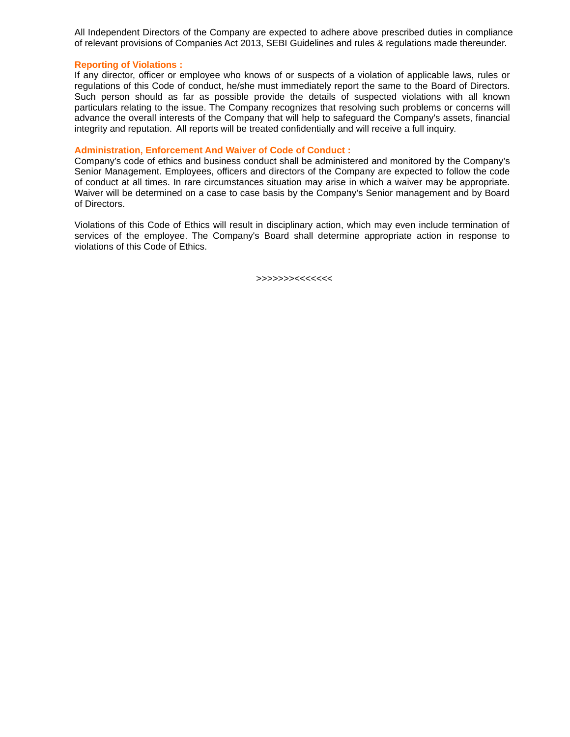All Independent Directors of the Company are expected to adhere above prescribed duties in compliance of relevant provisions of Companies Act 2013, SEBI Guidelines and rules & regulations made thereunder.

**Reporting of Violations :**

If any director, officer or employee who knows of or suspects of a violation of applicable laws, rules or regulations of this Code of conduct, he/she must immediately report the same to the Board of Directors. Such person should as far as possible provide the details of suspected violations with all known particulars relating to the issue. The Company recognizes that resolving such problems or concerns will advance the overall interests of the Company that will help to safeguard the Company's assets, financial integrity and reputation. All reports will be treated confidentially and will receive a full inquiry.

**Administration, Enforcement And Waiver of Code of Conduct :**

Company's code of ethics and business conduct shall be administered and monitored by the Company's Senior Management. Employees, officers and directors of the Company are expected to follow the code of conduct at all times. In rare circumstances situation may arise in which a waiver may be appropriate. Waiver will be determined on a case to case basis by the Company's Senior management and by Board of Directors.

Violations of this Code of Ethics will result in disciplinary action, which may even include termination of services of the employee. The Company's Board shall determine appropriate action in response to violations of this Code of Ethics.

>>>>>>><<<<<<